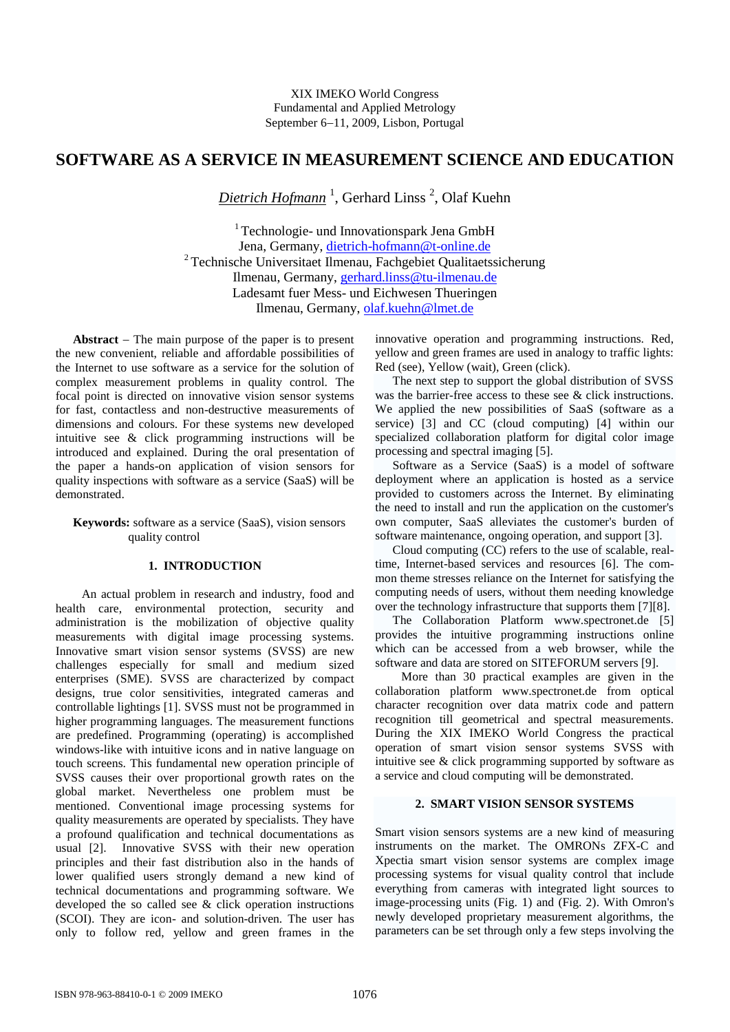XIX IMEKO World Congress
Fundamental and Applied Metrology
September 6–11, 2009, Lisbon, Portugal

# SOFTWARE AS A SERVICE IN MEASUREMENT SCIENCE AND EDUCATION

*Dietrich Hofmann* [1], Gerhard Linss [2], Olaf Kuehn

[1] Technologie- und Innovationspark Jena GmbH
Jena, Germany, dietrich-hofmann@t-online.de
[2] Technische Universitaet Ilmenau, Fachgebiet Qualitaetssicherung
Ilmenau, Germany, gerhard.linss@tu-ilmenau.de
Ladesamt fuer Mess- und Eichwesen Thueringen
Ilmenau, Germany, olaf.kuehn@lmet.de

**Abstract** – The main purpose of the paper is to present the new convenient, reliable and affordable possibilities of the Internet to use software as a service for the solution of complex measurement problems in quality control. The focal point is directed on innovative vision sensor systems for fast, contactless and non-destructive measurements of dimensions and colours. For these systems new developed intuitive see & click programming instructions will be introduced and explained. During the oral presentation of the paper a hands-on application of vision sensors for quality inspections with software as a service (SaaS) will be demonstrated.

**Keywords:** software as a service (SaaS), vision sensors quality control

## 1. INTRODUCTION

An actual problem in research and industry, food and health care, environmental protection, security and administration is the mobilization of objective quality measurements with digital image processing systems. Innovative smart vision sensor systems (SVSS) are new challenges especially for small and medium sized enterprises (SME). SVSS are characterized by compact designs, true color sensitivities, integrated cameras and controllable lightings [1]. SVSS must not be programmed in higher programming languages. The measurement functions are predefined. Programming (operating) is accomplished windows-like with intuitive icons and in native language on touch screens. This fundamental new operation principle of SVSS causes their over proportional growth rates on the global market. Nevertheless one problem must be mentioned. Conventional image processing systems for quality measurements are operated by specialists. They have a profound qualification and technical documentations as usual [2]. Innovative SVSS with their new operation principles and their fast distribution also in the hands of lower qualified users strongly demand a new kind of technical documentations and programming software. We developed the so called see & click operation instructions (SCOI). They are icon- and solution-driven. The user has only to follow red, yellow and green frames in the innovative operation and programming instructions. Red, yellow and green frames are used in analogy to traffic lights: Red (see), Yellow (wait), Green (click).

The next step to support the global distribution of SVSS was the barrier-free access to these see & click instructions. We applied the new possibilities of SaaS (software as a service) [3] and CC (cloud computing) [4] within our specialized collaboration platform for digital color image processing and spectral imaging [5].

Software as a Service (SaaS) is a model of software deployment where an application is hosted as a service provided to customers across the Internet. By eliminating the need to install and run the application on the customer's own computer, SaaS alleviates the customer's burden of software maintenance, ongoing operation, and support [3].

Cloud computing (CC) refers to the use of scalable, real-time, Internet-based services and resources [6]. The common theme stresses reliance on the Internet for satisfying the computing needs of users, without them needing knowledge over the technology infrastructure that supports them [7][8].

The Collaboration Platform www.spectronet.de [5] provides the intuitive programming instructions online which can be accessed from a web browser, while the software and data are stored on SITEFORUM servers [9].

More than 30 practical examples are given in the collaboration platform www.spectronet.de from optical character recognition over data matrix code and pattern recognition till geometrical and spectral measurements. During the XIX IMEKO World Congress the practical operation of smart vision sensor systems SVSS with intuitive see & click programming supported by software as a service and cloud computing will be demonstrated.

## 2. SMART VISION SENSOR SYSTEMS

Smart vision sensors systems are a new kind of measuring instruments on the market. The OMRONs ZFX-C and Xpectia smart vision sensor systems are complex image processing systems for visual quality control that include everything from cameras with integrated light sources to image-processing units (Fig. 1) and (Fig. 2). With Omron's newly developed proprietary measurement algorithms, the parameters can be set through only a few steps involving the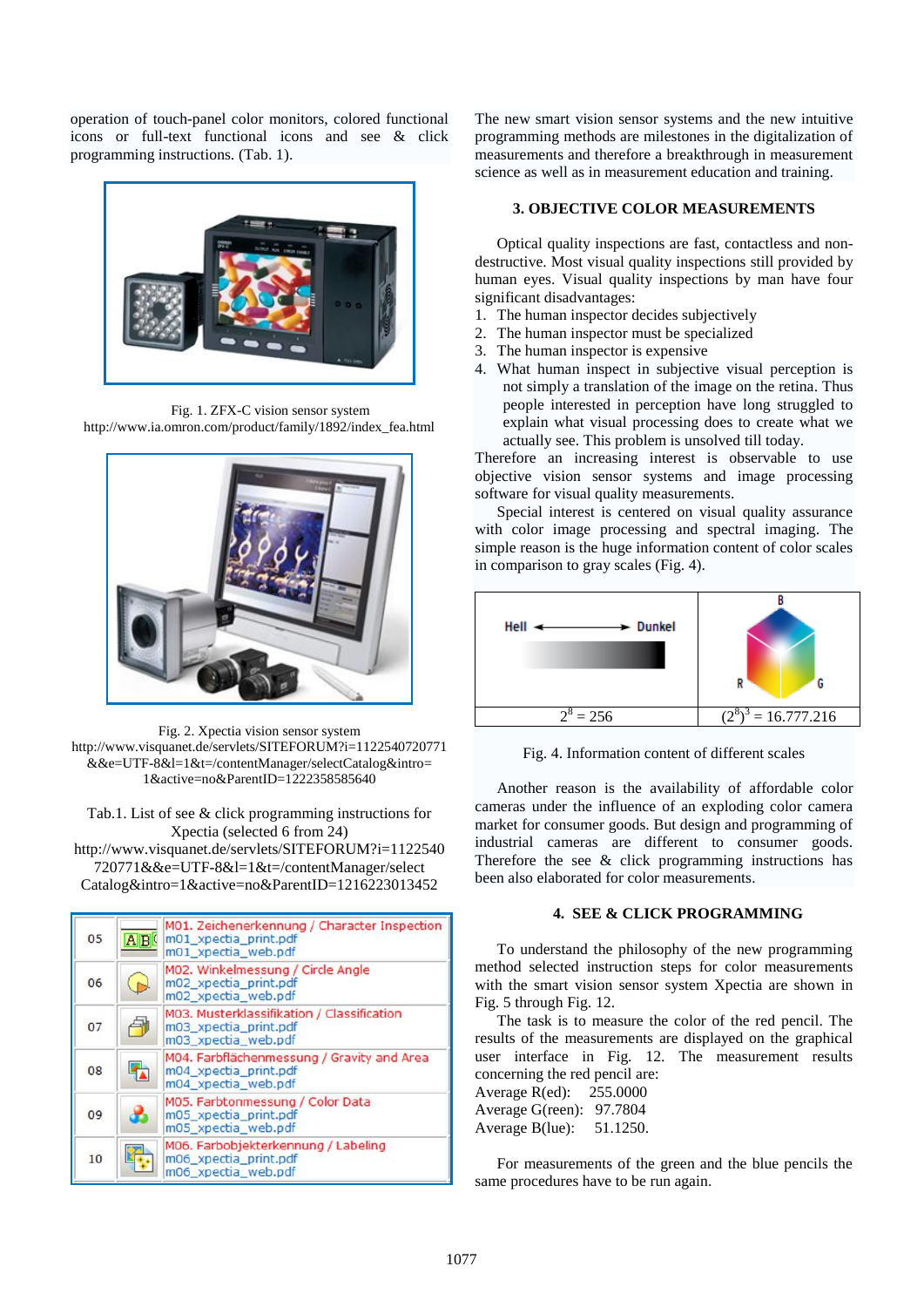operation of touch-panel color monitors, colored functional icons or full-text functional icons and see & click programming instructions. (Tab. 1).

Fig. 1. ZFX-C vision sensor system
http://www.ia.omron.com/product/family/1892/index_fea.html

Fig. 2. Xpectia vision sensor system
http://www.visquanet.de/servlets/SITEFORUM?i=1122540720771&&e=UTF-8&l=1&t=/contentManager/selectCatalog&intro=1&active=no&ParentID=1222358585640

Tab.1. List of see & click programming instructions for Xpectia (selected 6 from 24)
http://www.visquanet.de/servlets/SITEFORUM?i=1122540720771&&e=UTF-8&l=1&t=/contentManager/selectCatalog&intro=1&active=no&ParentID=1216223013452

| | | |
|---|---|---|
| 05 | | M01. Zeichenerkennung / Character Inspection<br>m01_xpectia_print.pdf<br>m01_xpectia_web.pdf |
| 06 | | M02. Winkelmessung / Circle Angle<br>m02_xpectia_print.pdf<br>m02_xpectia_web.pdf |
| 07 | | M03. Musterklassifikation / Classification<br>m03_xpectia_print.pdf<br>m03_xpectia_web.pdf |
| 08 | | M04. Farbflächenmessung / Gravity and Area<br>m04_xpectia_print.pdf<br>m04_xpectia_web.pdf |
| 09 | | M05. Farbtonmessung / Color Data<br>m05_xpectia_print.pdf<br>m05_xpectia_web.pdf |
| 10 | | M06. Farbobjekterkennung / Labeling<br>m06_xpectia_print.pdf<br>m06_xpectia_web.pdf |

The new smart vision sensor systems and the new intuitive programming methods are milestones in the digitalization of measurements and therefore a breakthrough in measurement science as well as in measurement education and training.

## 3. OBJECTIVE COLOR MEASUREMENTS

Optical quality inspections are fast, contactless and non-destructive. Most visual quality inspections still provided by human eyes. Visual quality inspections by man have four significant disadvantages:

1. The human inspector decides subjectively
2. The human inspector must be specialized
3. The human inspector is expensive
4. What human inspect in subjective visual perception is not simply a translation of the image on the retina. Thus people interested in perception have long struggled to explain what visual processing does to create what we actually see. This problem is unsolved till today.

Therefore an increasing interest is observable to use objective vision sensor systems and image processing software for visual quality measurements.

Special interest is centered on visual quality assurance with color image processing and spectral imaging. The simple reason is the huge information content of color scales in comparison to gray scales (Fig. 4).

| Hell ⟷ Dunkel | B, R, G |
|---|---|
| $2^8 = 256$ | $(2^8)^3 = 16.777.216$ |

Fig. 4. Information content of different scales

Another reason is the availability of affordable color cameras under the influence of an exploding color camera market for consumer goods. But design and programming of industrial cameras are different to consumer goods. Therefore the see & click programming instructions has been also elaborated for color measurements.

## 4. SEE & CLICK PROGRAMMING

To understand the philosophy of the new programming method selected instruction steps for color measurements with the smart vision sensor system Xpectia are shown in Fig. 5 through Fig. 12.

The task is to measure the color of the red pencil. The results of the measurements are displayed on the graphical user interface in Fig. 12. The measurement results concerning the red pencil are:

Average R(ed): 255.0000
Average G(reen): 97.7804
Average B(lue): 51.1250.

For measurements of the green and the blue pencils the same procedures have to be run again.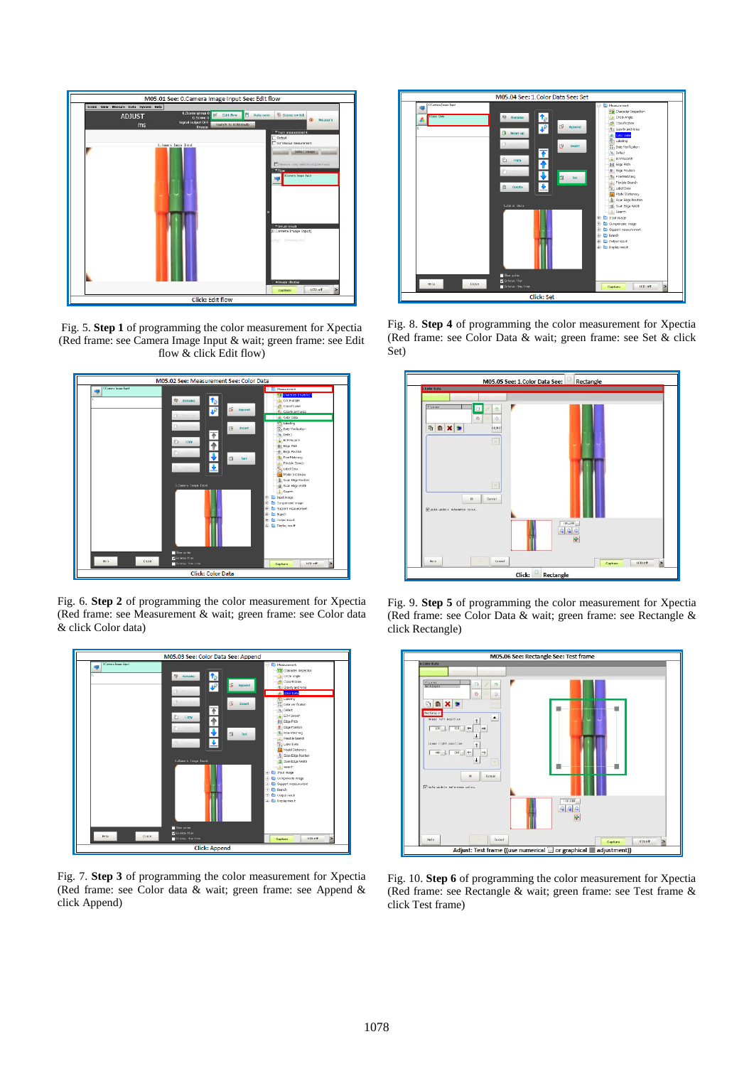Fig. 5. **Step 1** of programming the color measurement for Xpectia (Red frame: see Camera Image Input & wait; green frame: see Edit flow & click Edit flow)

Fig. 6. **Step 2** of programming the color measurement for Xpectia (Red frame: see Measurement & wait; green frame: see Color data & click Color data)

Fig. 7. **Step 3** of programming the color measurement for Xpectia (Red frame: see Color data & wait; green frame: see Append & click Append)

Fig. 8. **Step 4** of programming the color measurement for Xpectia (Red frame: see Color Data & wait; green frame: see Set & click Set)

Fig. 9. **Step 5** of programming the color measurement for Xpectia (Red frame: see Color Data & wait; green frame: see Rectangle & click Rectangle)

Fig. 10. **Step 6** of programming the color measurement for Xpectia (Red frame: see Rectangle & wait; green frame: see Test frame & click Test frame)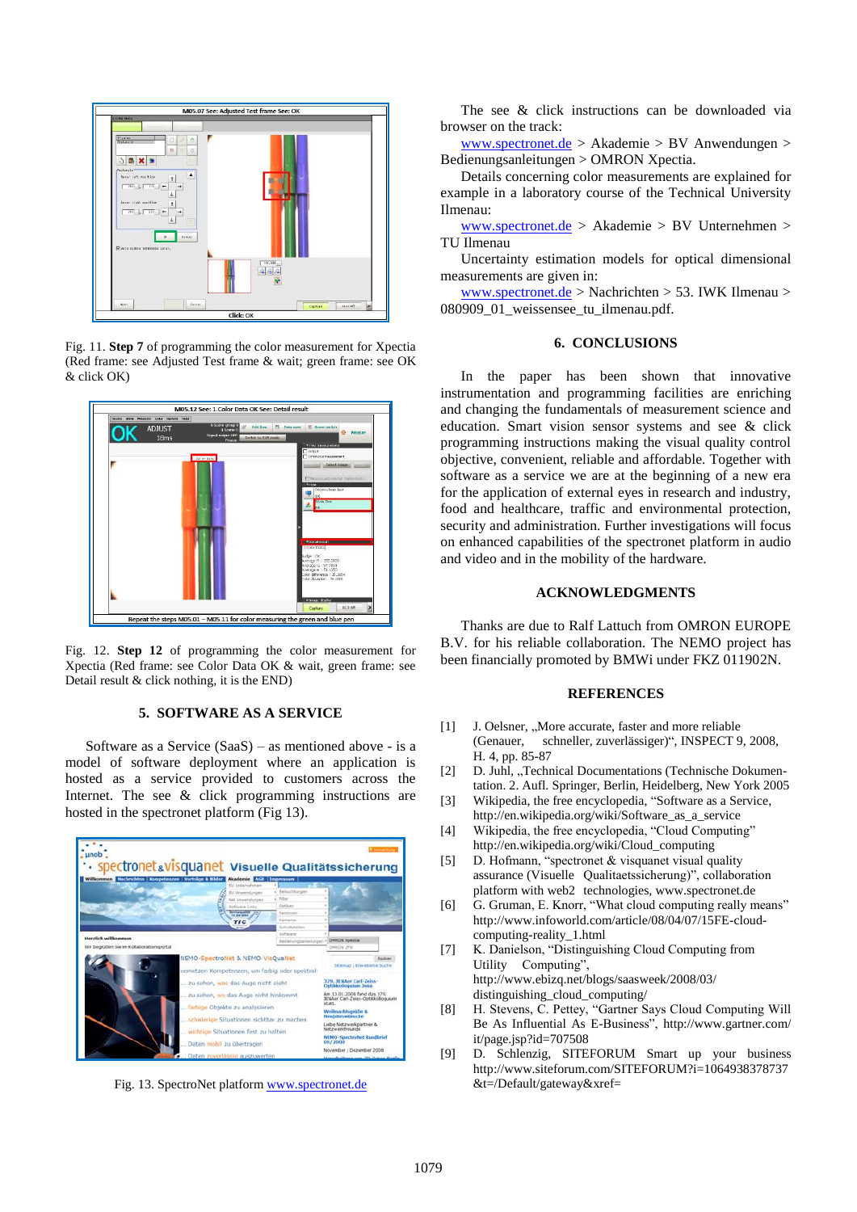Fig. 11. **Step 7** of programming the color measurement for Xpectia (Red frame: see Adjusted Test frame & wait; green frame: see OK & click OK)

Fig. 12. **Step 12** of programming the color measurement for Xpectia (Red frame: see Color Data OK & wait, green frame: see Detail result & click nothing, it is the END)

## 5. SOFTWARE AS A SERVICE

Software as a Service (SaaS) – as mentioned above - is a model of software deployment where an application is hosted as a service provided to customers across the Internet. The see & click programming instructions are hosted in the spectronet platform (Fig 13).

Fig. 13. SpectroNet platform www.spectronet.de

The see & click instructions can be downloaded via browser on the track:

www.spectronet.de > Akademie > BV Anwendungen > Bedienungsanleitungen > OMRON Xpectia.

Details concerning color measurements are explained for example in a laboratory course of the Technical University Ilmenau:

www.spectronet.de > Akademie > BV Unternehmen > TU Ilmenau

Uncertainty estimation models for optical dimensional measurements are given in:

www.spectronet.de > Nachrichten > 53. IWK Ilmenau > 080909_01_weissensee_tu_ilmenau.pdf.

## 6. CONCLUSIONS

In the paper has been shown that innovative instrumentation and programming facilities are enriching and changing the fundamentals of measurement science and education. Smart vision sensor systems and see & click programming instructions making the visual quality control objective, convenient, reliable and affordable. Together with software as a service we are at the beginning of a new era for the application of external eyes in research and industry, food and healthcare, traffic and environmental protection, security and administration. Further investigations will focus on enhanced capabilities of the spectronet platform in audio and video and in the mobility of the hardware.

## ACKNOWLEDGMENTS

Thanks are due to Ralf Lattuch from OMRON EUROPE B.V. for his reliable collaboration. The NEMO project has been financially promoted by BMWi under FKZ 011902N.

## REFERENCES

[1] J. Oelsner, „More accurate, faster and more reliable (Genauer, schneller, zuverlässiger)", INSPECT 9, 2008, H. 4, pp. 85-87

[2] D. Juhl, „Technical Documentations (Technische Dokumentation. 2. Aufl. Springer, Berlin, Heidelberg, New York 2005

[3] Wikipedia, the free encyclopedia, "Software as a Service, http://en.wikipedia.org/wiki/Software_as_a_service

[4] Wikipedia, the free encyclopedia, "Cloud Computing" http://en.wikipedia.org/wiki/Cloud_computing

[5] D. Hofmann, "spectronet & visquanet visual quality assurance (Visuelle Qualitaetssicherung)", collaboration platform with web2 technologies, www.spectronet.de

[6] G. Gruman, E. Knorr, "What cloud computing really means" http://www.infoworld.com/article/08/04/07/15FE-cloud-computing-reality_1.html

[7] K. Danielson, "Distinguishing Cloud Computing from Utility Computing", http://www.ebizq.net/blogs/saasweek/2008/03/distinguishing_cloud_computing/

[8] H. Stevens, C. Pettey, "Gartner Says Cloud Computing Will Be As Influential As E-Business", http://www.gartner.com/it/page.jsp?id=707508

[9] D. Schlenzig, SITEFORUM Smart up your business http://www.siteforum.com/SITEFORUM?i=1064938378737&t=/Default/gateway&xref=